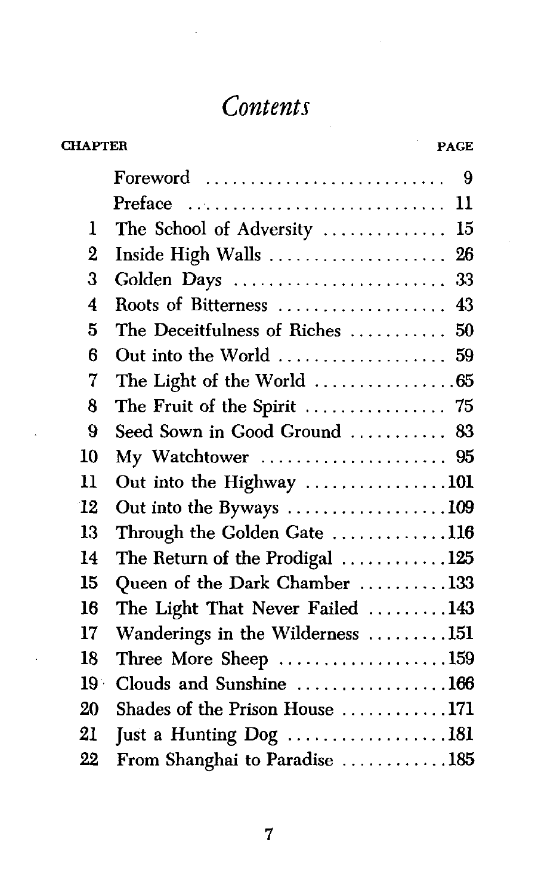# *Contents*

| CHAPTER | | PAGE |
|---|---|---|
| | Foreword | 9 |
| | Preface | 11 |
| 1 | The School of Adversity | 15 |
| 2 | Inside High Walls | 26 |
| 3 | Golden Days | 33 |
| 4 | Roots of Bitterness | 43 |
| 5 | The Deceitfulness of Riches | 50 |
| 6 | Out into the World | 59 |
| 7 | The Light of the World | 65 |
| 8 | The Fruit of the Spirit | 75 |
| 9 | Seed Sown in Good Ground | 83 |
| 10 | My Watchtower | 95 |
| 11 | Out into the Highway | 101 |
| 12 | Out into the Byways | 109 |
| 13 | Through the Golden Gate | 116 |
| 14 | The Return of the Prodigal | 125 |
| 15 | Queen of the Dark Chamber | 133 |
| 16 | The Light That Never Failed | 143 |
| 17 | Wanderings in the Wilderness | 151 |
| 18 | Three More Sheep | 159 |
| 19 | Clouds and Sunshine | 166 |
| 20 | Shades of the Prison House | 171 |
| 21 | Just a Hunting Dog | 181 |
| 22 | From Shanghai to Paradise | 185 |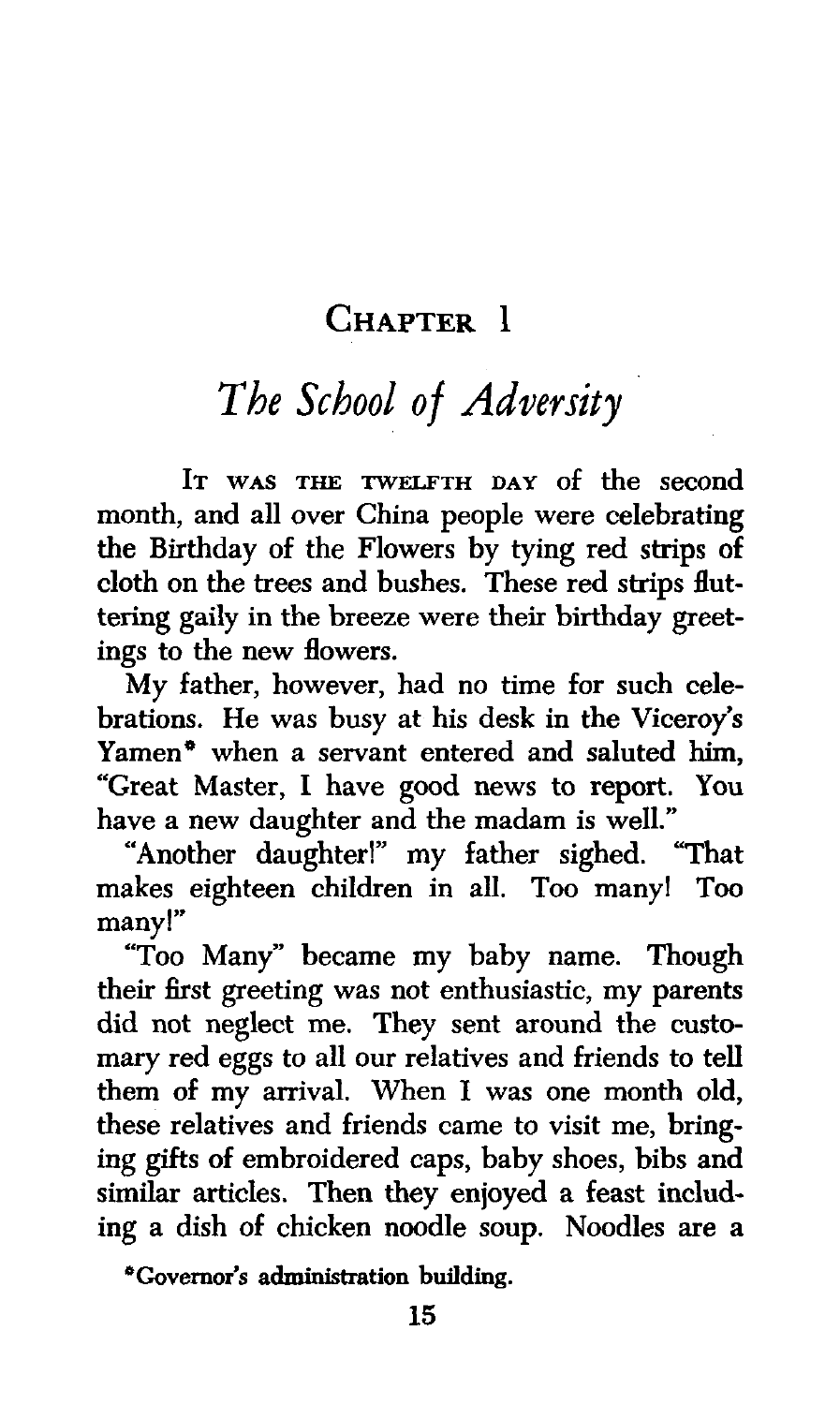# Chapter 1

## *The School of Adversity*

It was the twelfth day of the second month, and all over China people were celebrating the Birthday of the Flowers by tying red strips of cloth on the trees and bushes. These red strips fluttering gaily in the breeze were their birthday greetings to the new flowers.

My father, however, had no time for such celebrations. He was busy at his desk in the Viceroy's Yamen* when a servant entered and saluted him, "Great Master, I have good news to report. You have a new daughter and the madam is well."

"Another daughter!" my father sighed. "That makes eighteen children in all. Too many! Too many!"

"Too Many" became my baby name. Though their first greeting was not enthusiastic, my parents did not neglect me. They sent around the customary red eggs to all our relatives and friends to tell them of my arrival. When I was one month old, these relatives and friends came to visit me, bringing gifts of embroidered caps, baby shoes, bibs and similar articles. Then they enjoyed a feast including a dish of chicken noodle soup. Noodles are a

*Governor's administration building.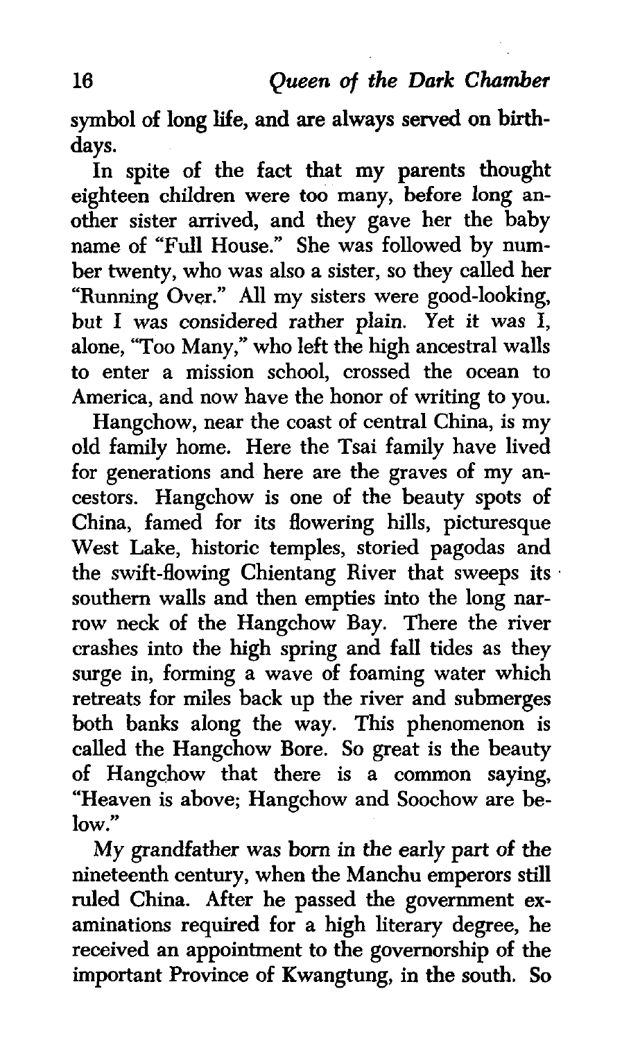symbol of long life, and are always served on birthdays.

In spite of the fact that my parents thought eighteen children were too many, before long another sister arrived, and they gave her the baby name of "Full House." She was followed by number twenty, who was also a sister, so they called her "Running Over." All my sisters were good-looking, but I was considered rather plain. Yet it was I, alone, "Too Many," who left the high ancestral walls to enter a mission school, crossed the ocean to America, and now have the honor of writing to you.

Hangchow, near the coast of central China, is my old family home. Here the Tsai family have lived for generations and here are the graves of my ancestors. Hangchow is one of the beauty spots of China, famed for its flowering hills, picturesque West Lake, historic temples, storied pagodas and the swift-flowing Chientang River that sweeps its southern walls and then empties into the long narrow neck of the Hangchow Bay. There the river crashes into the high spring and fall tides as they surge in, forming a wave of foaming water which retreats for miles back up the river and submerges both banks along the way. This phenomenon is called the Hangchow Bore. So great is the beauty of Hangchow that there is a common saying, "Heaven is above; Hangchow and Soochow are below."

My grandfather was born in the early part of the nineteenth century, when the Manchu emperors still ruled China. After he passed the government examinations required for a high literary degree, he received an appointment to the governorship of the important Province of Kwangtung, in the south. So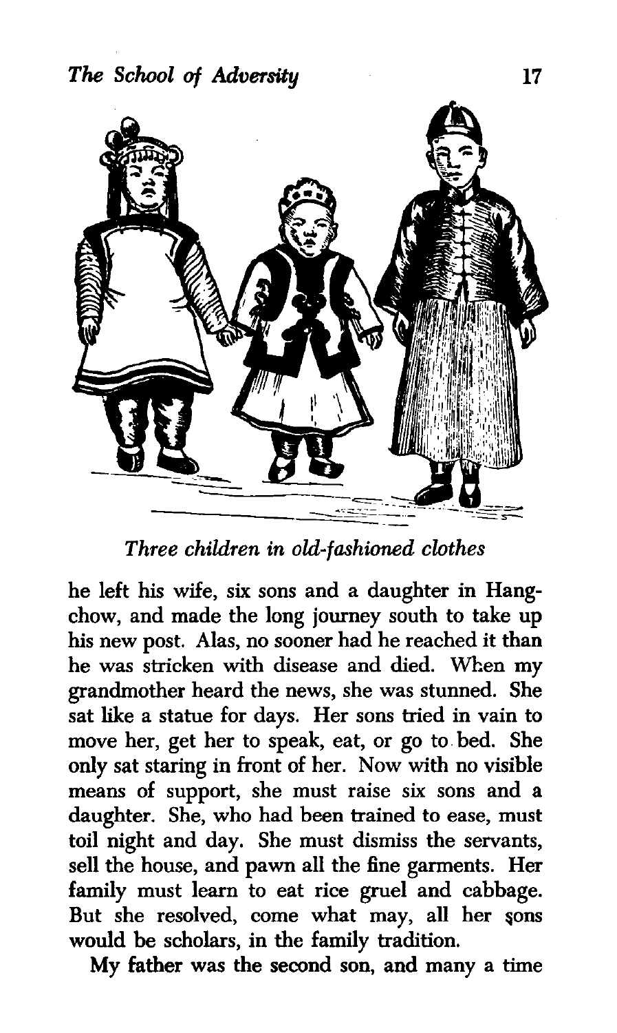*Three children in old-fashioned clothes*

he left his wife, six sons and a daughter in Hangchow, and made the long journey south to take up his new post. Alas, no sooner had he reached it than he was stricken with disease and died. When my grandmother heard the news, she was stunned. She sat like a statue for days. Her sons tried in vain to move her, get her to speak, eat, or go to bed. She only sat staring in front of her. Now with no visible means of support, she must raise six sons and a daughter. She, who had been trained to ease, must toil night and day. She must dismiss the servants, sell the house, and pawn all the fine garments. Her family must learn to eat rice gruel and cabbage. But she resolved, come what may, all her sons would be scholars, in the family tradition.

My father was the second son, and many a time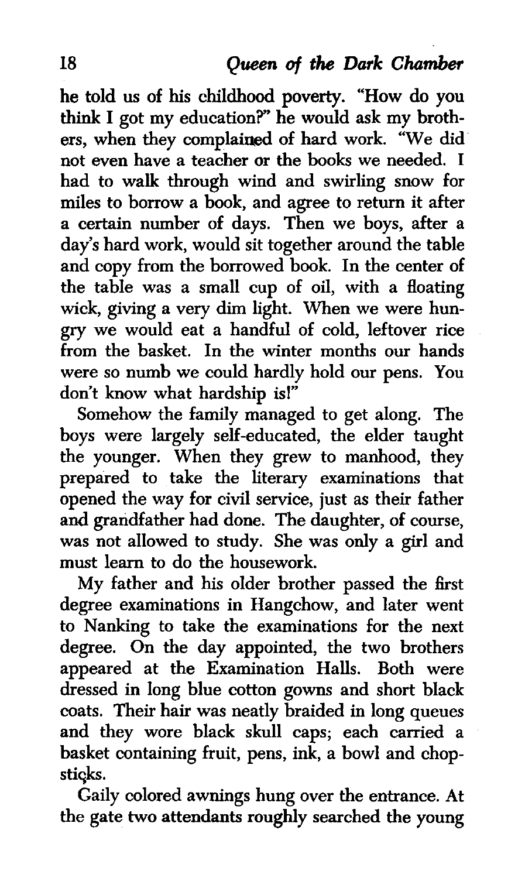he told us of his childhood poverty. "How do you think I got my education?" he would ask my brothers, when they complained of hard work. "We did not even have a teacher or the books we needed. I had to walk through wind and swirling snow for miles to borrow a book, and agree to return it after a certain number of days. Then we boys, after a day's hard work, would sit together around the table and copy from the borrowed book. In the center of the table was a small cup of oil, with a floating wick, giving a very dim light. When we were hungry we would eat a handful of cold, leftover rice from the basket. In the winter months our hands were so numb we could hardly hold our pens. You don't know what hardship is!"

Somehow the family managed to get along. The boys were largely self-educated, the elder taught the younger. When they grew to manhood, they prepared to take the literary examinations that opened the way for civil service, just as their father and grandfather had done. The daughter, of course, was not allowed to study. She was only a girl and must learn to do the housework.

My father and his older brother passed the first degree examinations in Hangchow, and later went to Nanking to take the examinations for the next degree. On the day appointed, the two brothers appeared at the Examination Halls. Both were dressed in long blue cotton gowns and short black coats. Their hair was neatly braided in long queues and they wore black skull caps; each carried a basket containing fruit, pens, ink, a bowl and chopsticks.

Gaily colored awnings hung over the entrance. At the gate two attendants roughly searched the young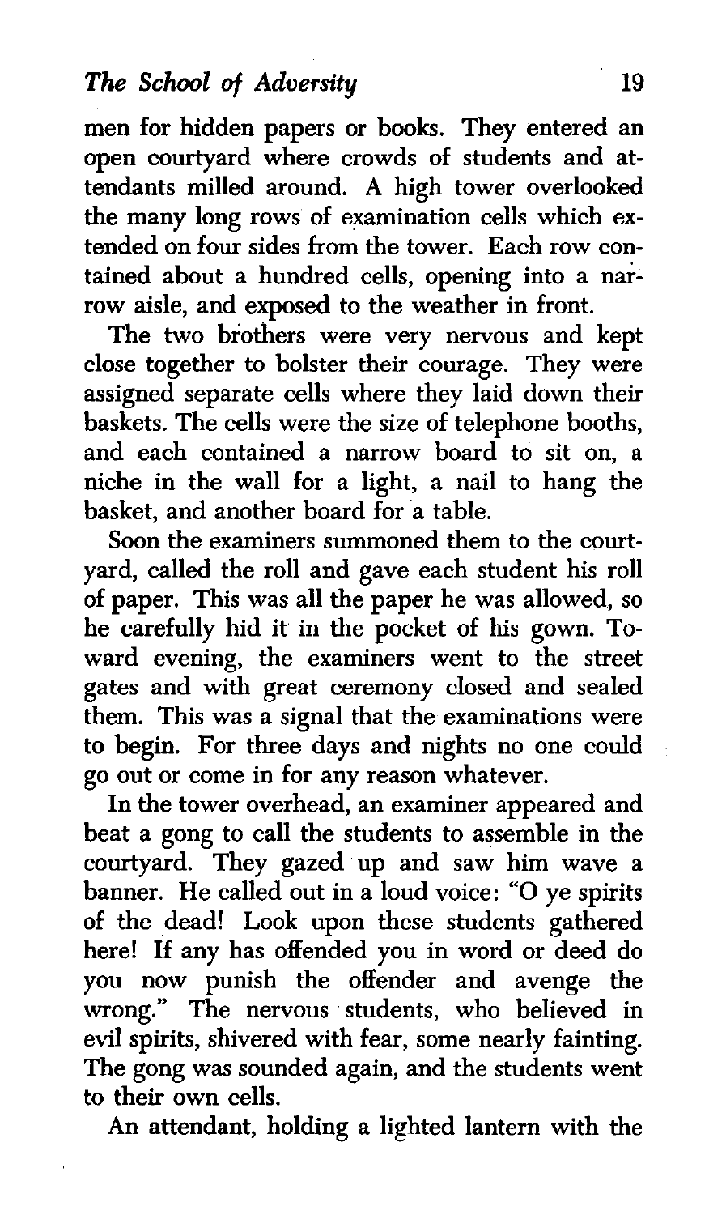men for hidden papers or books. They entered an open courtyard where crowds of students and attendants milled around. A high tower overlooked the many long rows of examination cells which extended on four sides from the tower. Each row contained about a hundred cells, opening into a narrow aisle, and exposed to the weather in front.

The two brothers were very nervous and kept close together to bolster their courage. They were assigned separate cells where they laid down their baskets. The cells were the size of telephone booths, and each contained a narrow board to sit on, a niche in the wall for a light, a nail to hang the basket, and another board for a table.

Soon the examiners summoned them to the courtyard, called the roll and gave each student his roll of paper. This was all the paper he was allowed, so he carefully hid it in the pocket of his gown. Toward evening, the examiners went to the street gates and with great ceremony closed and sealed them. This was a signal that the examinations were to begin. For three days and nights no one could go out or come in for any reason whatever.

In the tower overhead, an examiner appeared and beat a gong to call the students to assemble in the courtyard. They gazed up and saw him wave a banner. He called out in a loud voice: "O ye spirits of the dead! Look upon these students gathered here! If any has offended you in word or deed do you now punish the offender and avenge the wrong." The nervous students, who believed in evil spirits, shivered with fear, some nearly fainting. The gong was sounded again, and the students went to their own cells.

An attendant, holding a lighted lantern with the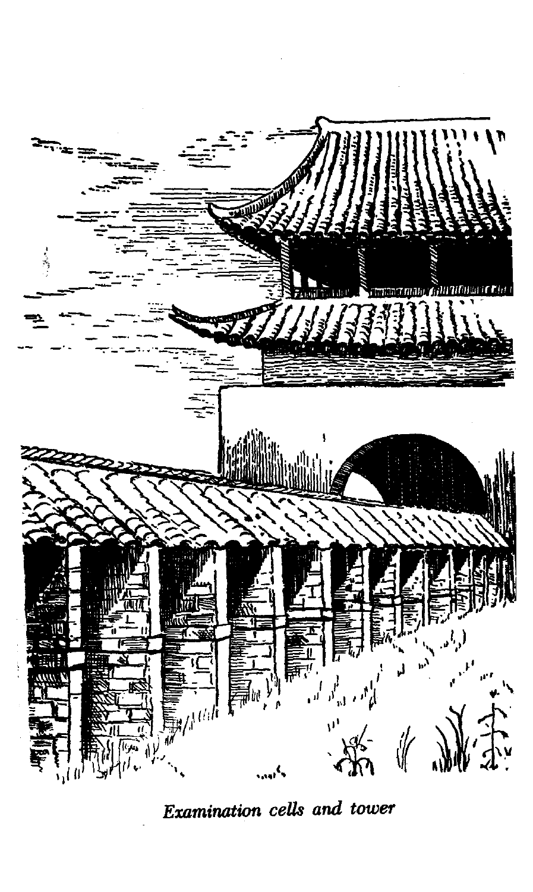*Examination cells and tower*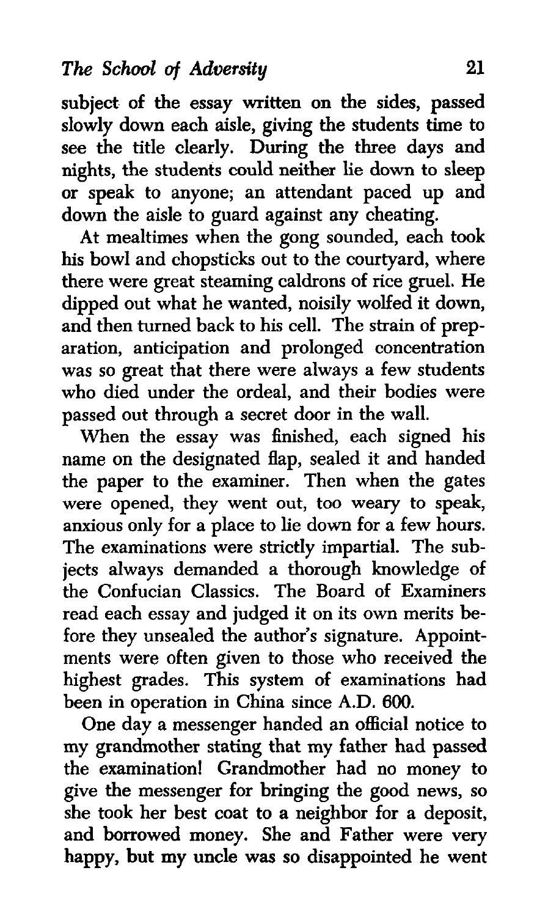subject of the essay written on the sides, passed slowly down each aisle, giving the students time to see the title clearly. During the three days and nights, the students could neither lie down to sleep or speak to anyone; an attendant paced up and down the aisle to guard against any cheating.

At mealtimes when the gong sounded, each took his bowl and chopsticks out to the courtyard, where there were great steaming caldrons of rice gruel. He dipped out what he wanted, noisily wolfed it down, and then turned back to his cell. The strain of preparation, anticipation and prolonged concentration was so great that there were always a few students who died under the ordeal, and their bodies were passed out through a secret door in the wall.

When the essay was finished, each signed his name on the designated flap, sealed it and handed the paper to the examiner. Then when the gates were opened, they went out, too weary to speak, anxious only for a place to lie down for a few hours. The examinations were strictly impartial. The subjects always demanded a thorough knowledge of the Confucian Classics. The Board of Examiners read each essay and judged it on its own merits before they unsealed the author's signature. Appointments were often given to those who received the highest grades. This system of examinations had been in operation in China since A.D. 600.

One day a messenger handed an official notice to my grandmother stating that my father had passed the examination! Grandmother had no money to give the messenger for bringing the good news, so she took her best coat to a neighbor for a deposit, and borrowed money. She and Father were very happy, but my uncle was so disappointed he went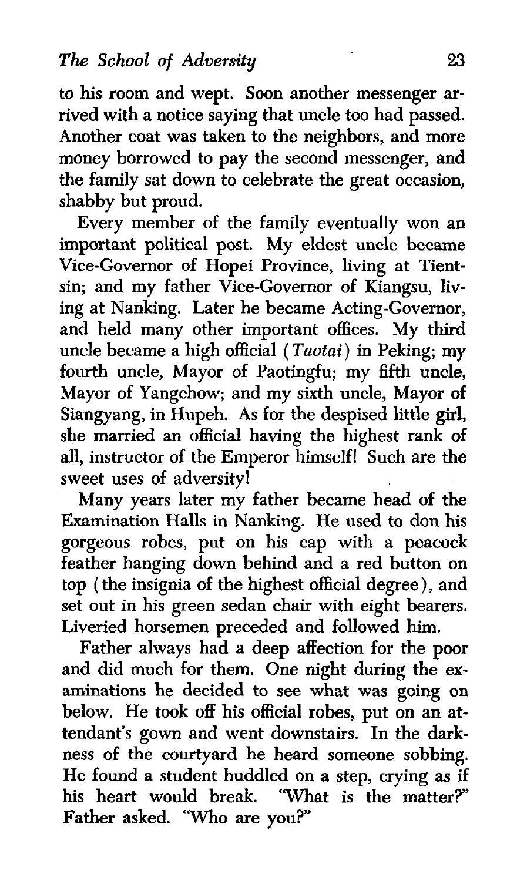to his room and wept. Soon another messenger arrived with a notice saying that uncle too had passed. Another coat was taken to the neighbors, and more money borrowed to pay the second messenger, and the family sat down to celebrate the great occasion, shabby but proud.

Every member of the family eventually won an important political post. My eldest uncle became Vice-Governor of Hopei Province, living at Tientsin; and my father Vice-Governor of Kiangsu, living at Nanking. Later he became Acting-Governor, and held many other important offices. My third uncle became a high official (*Taotai*) in Peking; my fourth uncle, Mayor of Paotingfu; my fifth uncle, Mayor of Yangchow; and my sixth uncle, Mayor of Siangyang, in Hupeh. As for the despised little girl, she married an official having the highest rank of all, instructor of the Emperor himself! Such are the sweet uses of adversity!

Many years later my father became head of the Examination Halls in Nanking. He used to don his gorgeous robes, put on his cap with a peacock feather hanging down behind and a red button on top (the insignia of the highest official degree), and set out in his green sedan chair with eight bearers. Liveried horsemen preceded and followed him.

Father always had a deep affection for the poor and did much for them. One night during the examinations he decided to see what was going on below. He took off his official robes, put on an attendant's gown and went downstairs. In the darkness of the courtyard he heard someone sobbing. He found a student huddled on a step, crying as if his heart would break. "What is the matter?" Father asked. "Who are you?"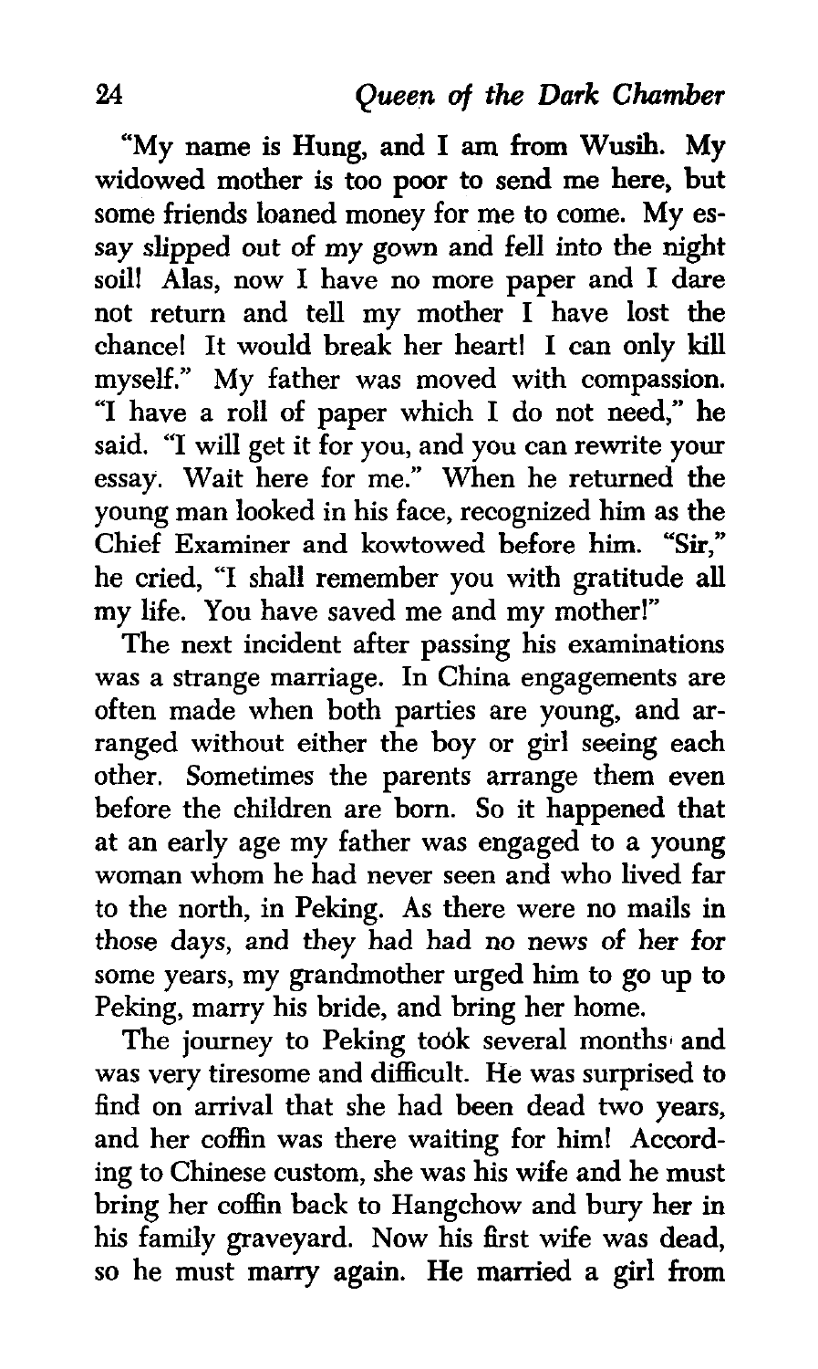"My name is Hung, and I am from Wusih. My widowed mother is too poor to send me here, but some friends loaned money for me to come. My essay slipped out of my gown and fell into the night soil! Alas, now I have no more paper and I dare not return and tell my mother I have lost the chance! It would break her heart! I can only kill myself." My father was moved with compassion. "I have a roll of paper which I do not need," he said. "I will get it for you, and you can rewrite your essay. Wait here for me." When he returned the young man looked in his face, recognized him as the Chief Examiner and kowtowed before him. "Sir," he cried, "I shall remember you with gratitude all my life. You have saved me and my mother!"

The next incident after passing his examinations was a strange marriage. In China engagements are often made when both parties are young, and arranged without either the boy or girl seeing each other. Sometimes the parents arrange them even before the children are born. So it happened that at an early age my father was engaged to a young woman whom he had never seen and who lived far to the north, in Peking. As there were no mails in those days, and they had had no news of her for some years, my grandmother urged him to go up to Peking, marry his bride, and bring her home.

The journey to Peking took several months and was very tiresome and difficult. He was surprised to find on arrival that she had been dead two years, and her coffin was there waiting for him! According to Chinese custom, she was his wife and he must bring her coffin back to Hangchow and bury her in his family graveyard. Now his first wife was dead, so he must marry again. He married a girl from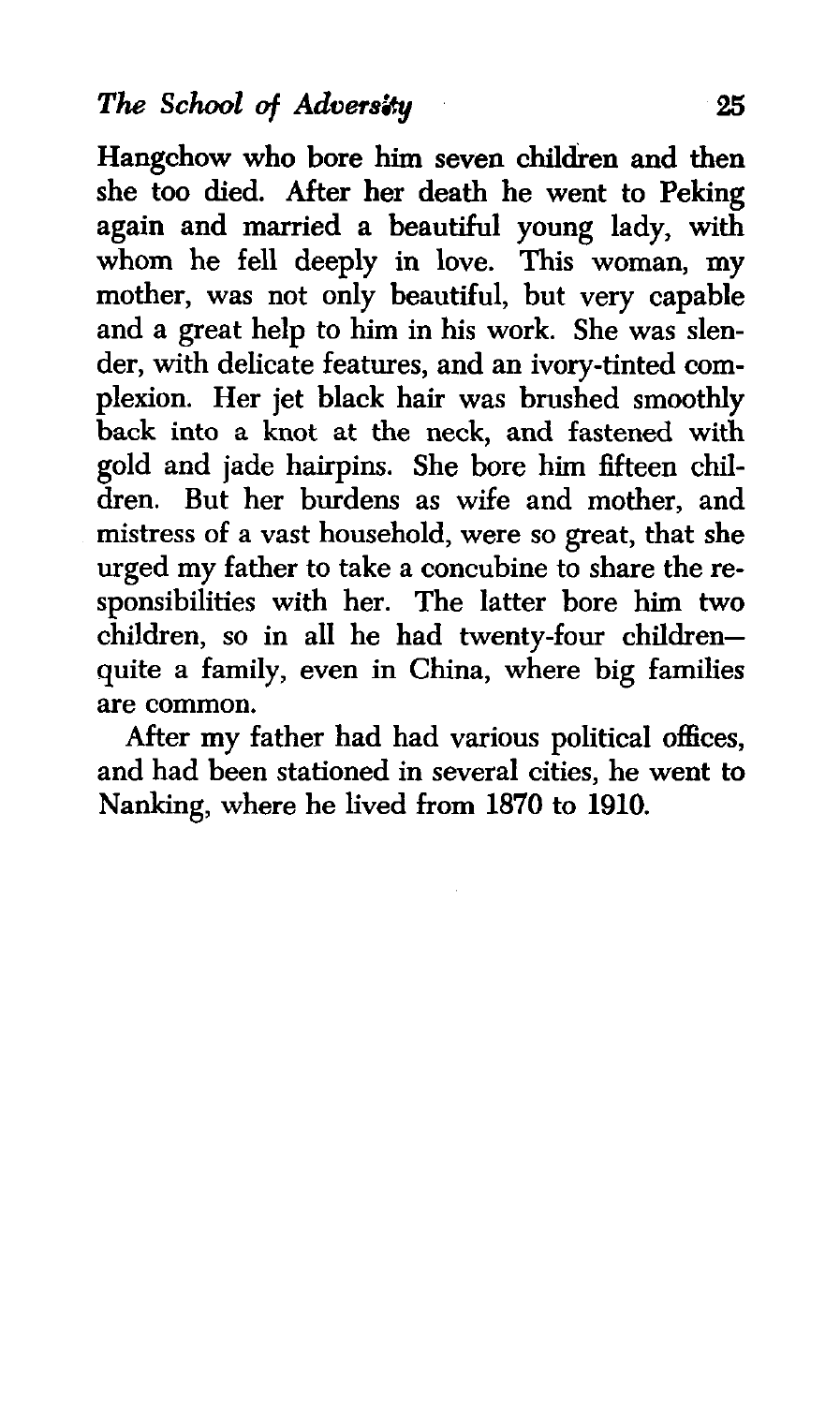Hangchow who bore him seven children and then she too died. After her death he went to Peking again and married a beautiful young lady, with whom he fell deeply in love. This woman, my mother, was not only beautiful, but very capable and a great help to him in his work. She was slender, with delicate features, and an ivory-tinted complexion. Her jet black hair was brushed smoothly back into a knot at the neck, and fastened with gold and jade hairpins. She bore him fifteen children. But her burdens as wife and mother, and mistress of a vast household, were so great, that she urged my father to take a concubine to share the responsibilities with her. The latter bore him two children, so in all he had twenty-four children—quite a family, even in China, where big families are common.

After my father had had various political offices, and had been stationed in several cities, he went to Nanking, where he lived from 1870 to 1910.